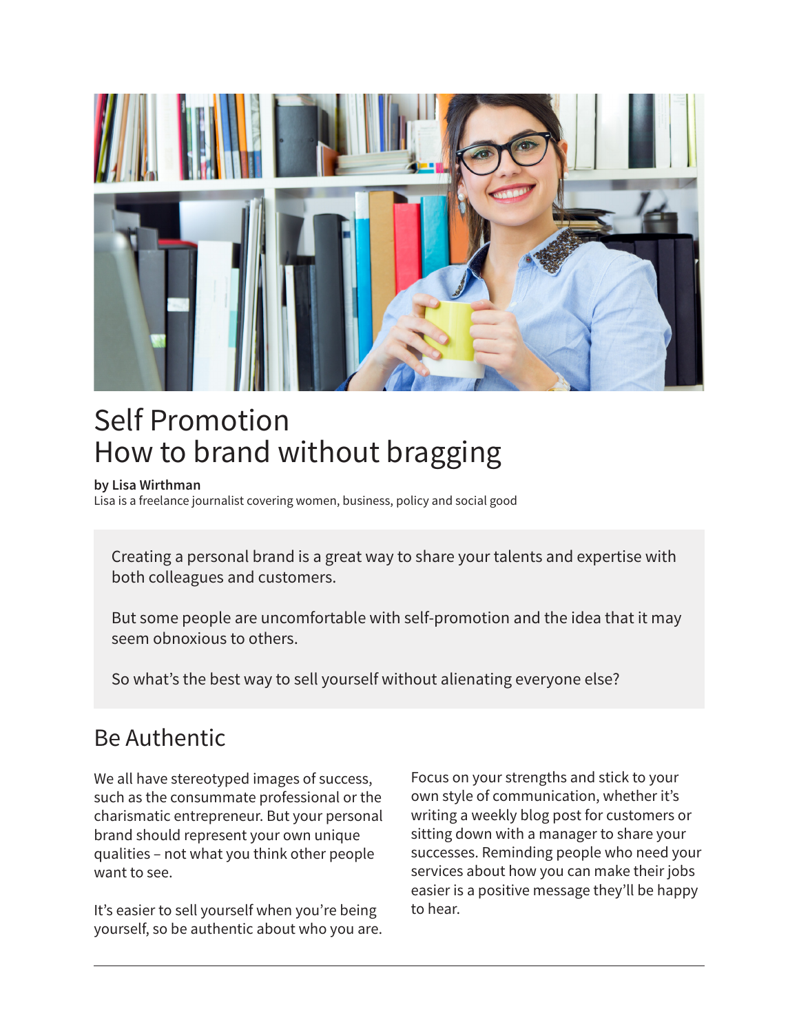# Self Promotion
# How to brand without bragging

**by Lisa Wirthman**
Lisa is a freelance journalist covering women, business, policy and social good

Creating a personal brand is a great way to share your talents and expertise with both colleagues and customers.

But some people are uncomfortable with self-promotion and the idea that it may seem obnoxious to others.

So what's the best way to sell yourself without alienating everyone else?

## Be Authentic

We all have stereotyped images of success, such as the consummate professional or the charismatic entrepreneur. But your personal brand should represent your own unique qualities – not what you think other people want to see.

It's easier to sell yourself when you're being yourself, so be authentic about who you are.

Focus on your strengths and stick to your own style of communication, whether it's writing a weekly blog post for customers or sitting down with a manager to share your successes. Reminding people who need your services about how you can make their jobs easier is a positive message they'll be happy to hear.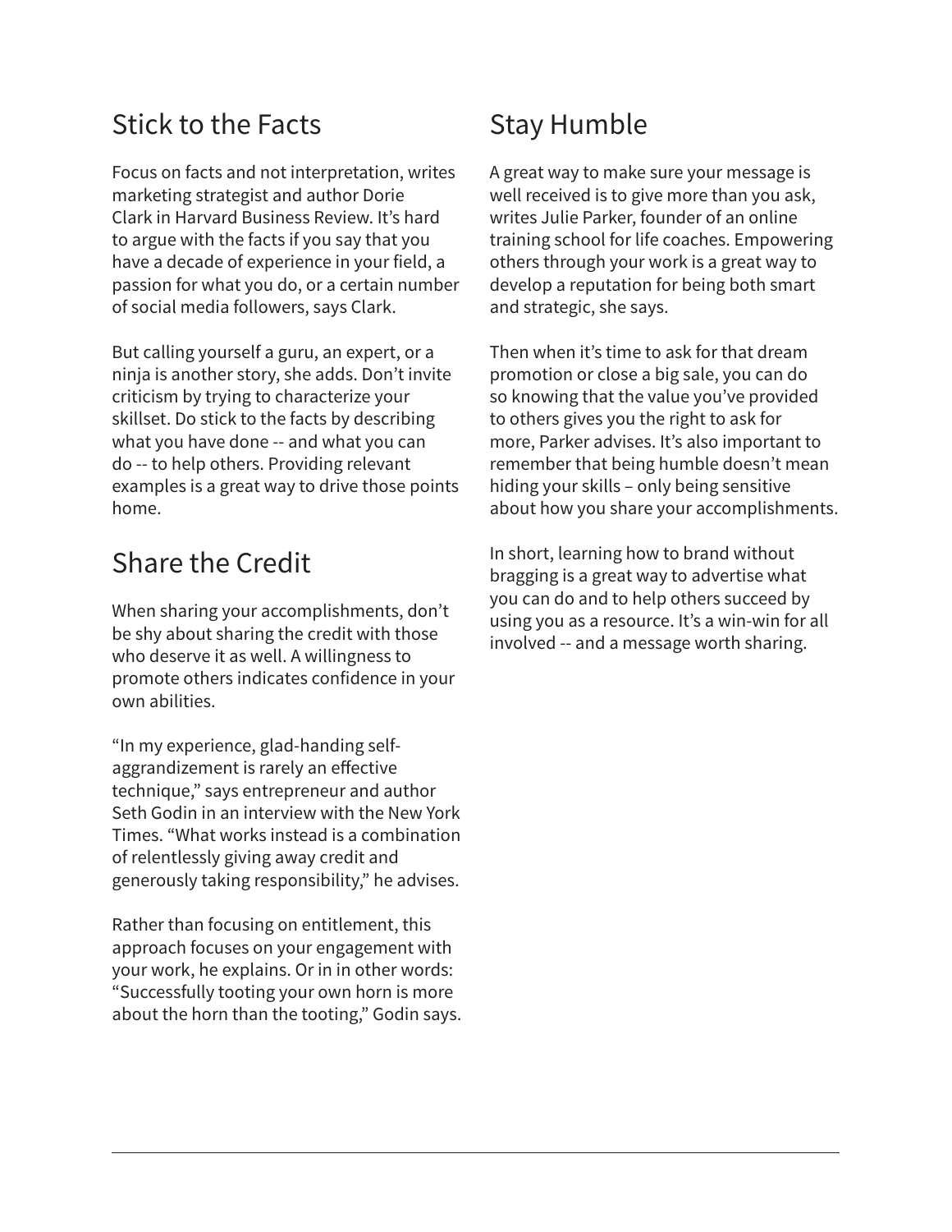## Stick to the Facts

Focus on facts and not interpretation, writes marketing strategist and author Dorie Clark in Harvard Business Review. It's hard to argue with the facts if you say that you have a decade of experience in your field, a passion for what you do, or a certain number of social media followers, says Clark.

But calling yourself a guru, an expert, or a ninja is another story, she adds. Don't invite criticism by trying to characterize your skillset. Do stick to the facts by describing what you have done -- and what you can do -- to help others. Providing relevant examples is a great way to drive those points home.

## Share the Credit

When sharing your accomplishments, don't be shy about sharing the credit with those who deserve it as well. A willingness to promote others indicates confidence in your own abilities.

"In my experience, glad-handing self-aggrandizement is rarely an effective technique," says entrepreneur and author Seth Godin in an interview with the New York Times. "What works instead is a combination of relentlessly giving away credit and generously taking responsibility," he advises.

Rather than focusing on entitlement, this approach focuses on your engagement with your work, he explains. Or in in other words: "Successfully tooting your own horn is more about the horn than the tooting," Godin says.

## Stay Humble

A great way to make sure your message is well received is to give more than you ask, writes Julie Parker, founder of an online training school for life coaches. Empowering others through your work is a great way to develop a reputation for being both smart and strategic, she says.

Then when it's time to ask for that dream promotion or close a big sale, you can do so knowing that the value you've provided to others gives you the right to ask for more, Parker advises. It's also important to remember that being humble doesn't mean hiding your skills – only being sensitive about how you share your accomplishments.

In short, learning how to brand without bragging is a great way to advertise what you can do and to help others succeed by using you as a resource. It's a win-win for all involved -- and a message worth sharing.